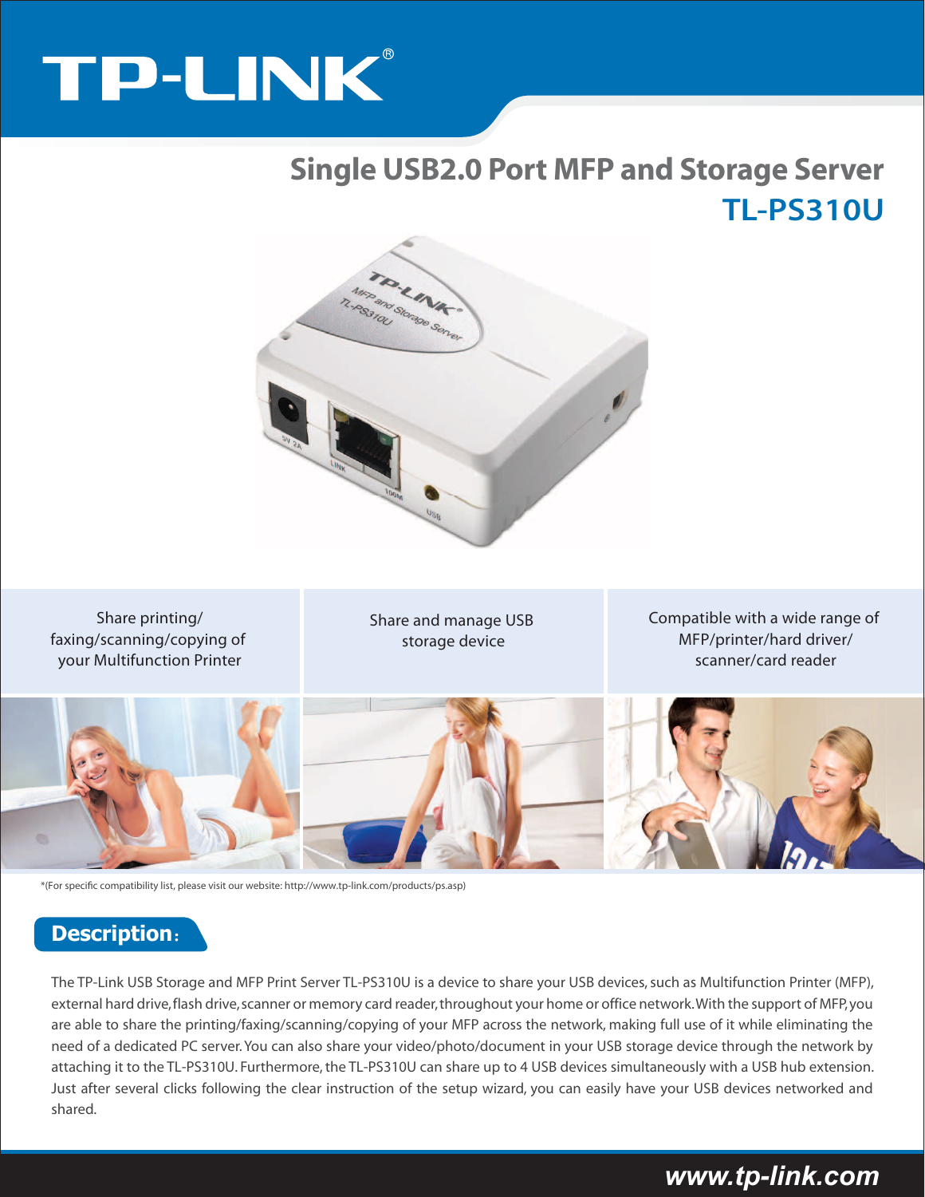# Single USB2.0 Port MFP and Storage Server

## TL-PS310U

Share printing/ faxing/scanning/copying of your Multifunction Printer

Share and manage USB storage device

Compatible with a wide range of MFP/printer/hard driver/ scanner/card reader

*(For specific compatibility list, please visit our website: http://www.tp-link.com/products/ps.asp)

## Description:

The TP-Link USB Storage and MFP Print Server TL-PS310U is a device to share your USB devices, such as Multifunction Printer (MFP), external hard drive, flash drive, scanner or memory card reader, throughout your home or office network. With the support of MFP, you are able to share the printing/faxing/scanning/copying of your MFP across the network, making full use of it while eliminating the need of a dedicated PC server. You can also share your video/photo/document in your USB storage device through the network by attaching it to the TL-PS310U. Furthermore, the TL-PS310U can share up to 4 USB devices simultaneously with a USB hub extension. Just after several clicks following the clear instruction of the setup wizard, you can easily have your USB devices networked and shared.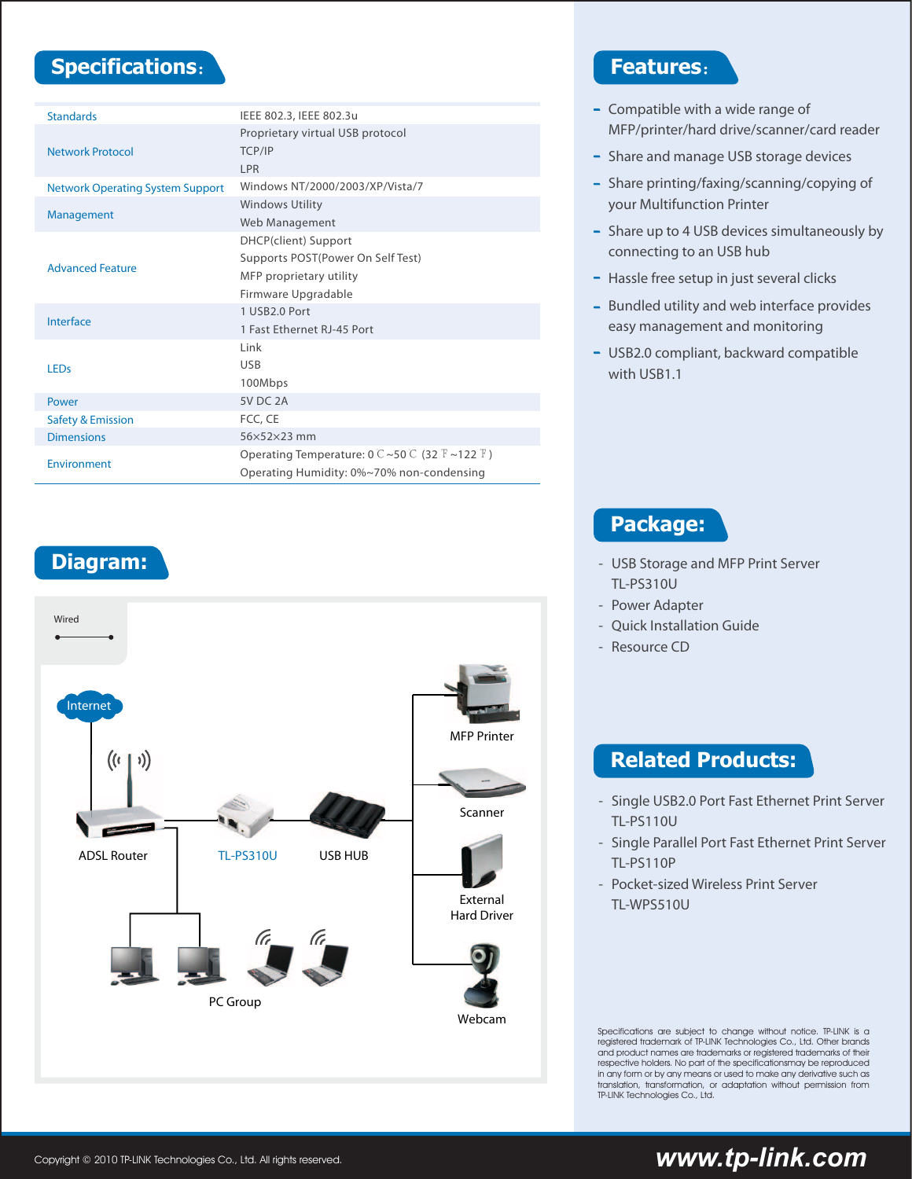## Specifications:

| | |
|---|---|
| Standards | IEEE 802.3, IEEE 802.3u |
| Network Protocol | Proprietary virtual USB protocol<br>TCP/IP<br>LPR |
| Network Operating System Support | Windows NT/2000/2003/XP/Vista/7 |
| Management | Windows Utility<br>Web Management |
| Advanced Feature | DHCP(client) Support<br>Supports POST(Power On Self Test)<br>MFP proprietary utility<br>Firmware Upgradable |
| Interface | 1 USB2.0 Port<br>1 Fast Ethernet RJ-45 Port |
| LEDs | Link<br>USB<br>100Mbps |
| Power | 5V DC 2A |
| Safety & Emission | FCC, CE |
| Dimensions | 56×52×23 mm |
| Environment | Operating Temperature: 0℃~50℃ (32℉~122℉)<br>Operating Humidity: 0%~70% non-condensing |

## Diagram:

Wired

Internet

ADSL Router

TL-PS310U

USB HUB

MFP Printer

Scanner

External Hard Driver

Webcam

PC Group

## Features:

- Compatible with a wide range of MFP/printer/hard drive/scanner/card reader
- Share and manage USB storage devices
- Share printing/faxing/scanning/copying of your Multifunction Printer
- Share up to 4 USB devices simultaneously by connecting to an USB hub
- Hassle free setup in just several clicks
- Bundled utility and web interface provides easy management and monitoring
- USB2.0 compliant, backward compatible with USB1.1

## Package:

- USB Storage and MFP Print Server TL-PS310U
- Power Adapter
- Quick Installation Guide
- Resource CD

## Related Products:

- Single USB2.0 Port Fast Ethernet Print Server TL-PS110U
- Single Parallel Port Fast Ethernet Print Server TL-PS110P
- Pocket-sized Wireless Print Server TL-WPS510U

Specifications are subject to change without notice. TP-LINK is a registered trademark of TP-LINK Technologies Co., Ltd. Other brands and product names are trademarks or registered trademarks of their respective holders. No part of the specificationsmay be reproduced in any form or by any means or used to make any derivative such as translation, transformation, or adaptation without permission from TP-LINK Technologies Co., Ltd.

Copyright © 2010 TP-LINK Technologies Co., Ltd. All rights reserved.

**www.tp-link.com**